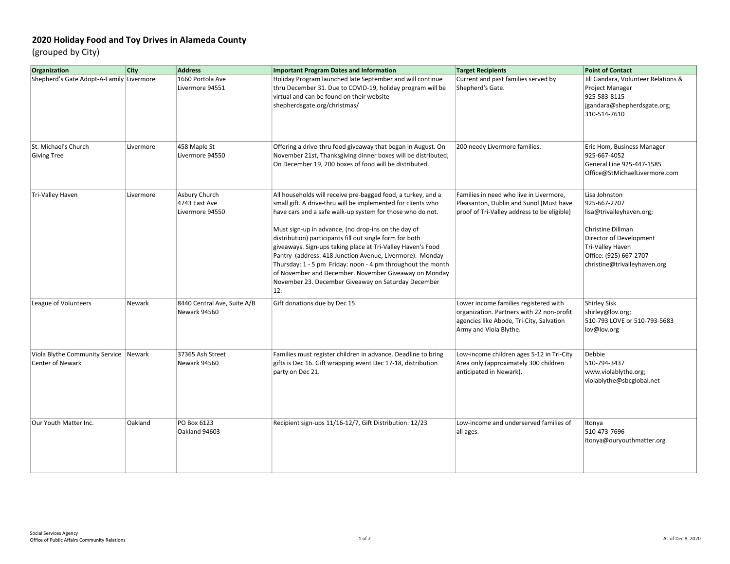# 2020 Holiday Food and Toy Drives in Alameda County

(grouped by City)

| Organization | City | Address | Important Program Dates and Information | Target Recipients | Point of Contact |
|---|---|---|---|---|---|
| Shepherd's Gate Adopt-A-Family | Livermore | 1660 Portola Ave<br>Livermore 94551 | Holiday Program launched late September and will continue thru December 31. Due to COVID-19, holiday program will be virtual and can be found on their website - shepherdsgate.org/christmas/ | Current and past families served by Shepherd's Gate. | Jill Gandara, Volunteer Relations & Project Manager<br>925-583-8115<br>jgandara@shepherdsgate.org;<br>310-514-7610 |
| St. Michael's Church<br>Giving Tree | Livermore | 458 Maple St<br>Livermore 94550 | Offering a drive-thru food giveaway that began in August. On November 21st, Thanksgiving dinner boxes will be distributed; On December 19, 200 boxes of food will be distributed. | 200 needy Livermore families. | Eric Hom, Business Manager<br>925-667-4052<br>General Line 925-447-1585<br>Office@StMichaelLivermore.com |
| Tri-Valley Haven | Livermore | Asbury Church<br>4743 East Ave<br>Livermore 94550 | All households will receive pre-bagged food, a turkey, and a small gift. A drive-thru will be implemented for clients who have cars and a safe walk-up system for those who do not.<br><br>Must sign-up in advance, (no drop-ins on the day of distribution) participants fill out single form for both giveaways. Sign-ups taking place at Tri-Valley Haven's Food Pantry (address: 418 Junction Avenue, Livermore). Monday - Thursday: 1 - 5 pm Friday: noon - 4 pm throughout the month of November and December. November Giveaway on Monday November 23. December Giveaway on Saturday December 12. | Families in need who live in Livermore, Pleasanton, Dublin and Sunol (Must have proof of Tri-Valley address to be eligible) | Lisa Johnston<br>925-667-2707<br>lisa@trivalleyhaven.org;<br><br>Christine Dillman<br>Director of Development<br>Tri-Valley Haven<br>Office: (925) 667-2707<br>christine@trivalleyhaven.org |
| League of Volunteers | Newark | 8440 Central Ave, Suite A/B<br>Newark 94560 | Gift donations due by Dec 15. | Lower income families registered with organization. Partners with 22 non-profit agencies like Abode, Tri-City, Salvation Army and Viola Blythe. | Shirley Sisk<br>shirley@lov.org;<br>510-793 LOVE or 510-793-5683<br>lov@lov.org |
| Viola Blythe Community Service Center of Newark | Newark | 37365 Ash Street<br>Newark 94560 | Families must register children in advance. Deadline to bring gifts is Dec 16. Gift wrapping event Dec 17-18, distribution party on Dec 21. | Low-income children ages 5-12 in Tri-City Area only (approximately 300 children anticipated in Newark). | Debbie<br>510-794-3437<br>www.violablythe.org;<br>violablythe@sbcglobal.net |
| Our Youth Matter Inc. | Oakland | PO Box 6123<br>Oakland 94603 | Recipient sign-ups 11/16-12/7, Gift Distribution: 12/23 | Low-income and underserved families of all ages. | Itonya<br>510-473-7696<br>itonya@ouryouthmatter.org |

Social Services Agency
Office of Public Affairs Community Relations

As of Dec 8, 2020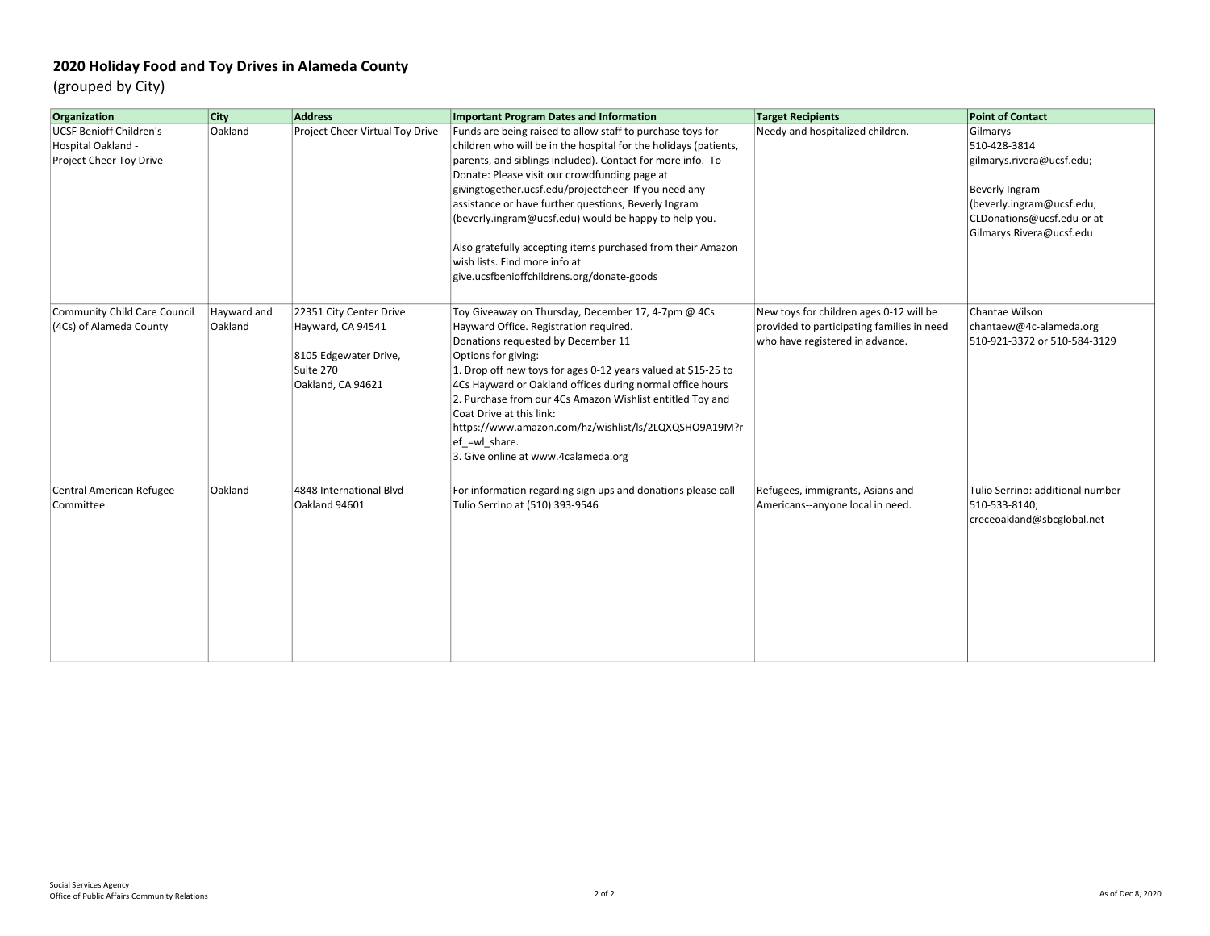## 2020 Holiday Food and Toy Drives in Alameda County

(grouped by City)

| Organization | City | Address | Important Program Dates and Information | Target Recipients | Point of Contact |
|---|---|---|---|---|---|
| UCSF Benioff Children's Hospital Oakland - Project Cheer Toy Drive | Oakland | Project Cheer Virtual Toy Drive | Funds are being raised to allow staff to purchase toys for children who will be in the hospital for the holidays (patients, parents, and siblings included). Contact for more info. To Donate: Please visit our crowdfunding page at givingtogether.ucsf.edu/projectcheer If you need any assistance or have further questions, Beverly Ingram (beverly.ingram@ucsf.edu) would be happy to help you.<br><br>Also gratefully accepting items purchased from their Amazon wish lists. Find more info at give.ucsfbenioffchildrens.org/donate-goods | Needy and hospitalized children. | Gilmarys<br>510-428-3814<br>gilmarys.rivera@ucsf.edu;<br><br>Beverly Ingram<br>(beverly.ingram@ucsf.edu;<br>CLDonations@ucsf.edu or at<br>Gilmarys.Rivera@ucsf.edu |
| Community Child Care Council (4Cs) of Alameda County | Hayward and Oakland | 22351 City Center Drive<br>Hayward, CA 94541<br><br>8105 Edgewater Drive, Suite 270<br>Oakland, CA 94621 | Toy Giveaway on Thursday, December 17, 4-7pm @ 4Cs Hayward Office. Registration required.<br>Donations requested by December 11<br>Options for giving:<br>1. Drop off new toys for ages 0-12 years valued at $15-25 to 4Cs Hayward or Oakland offices during normal office hours<br>2. Purchase from our 4Cs Amazon Wishlist entitled Toy and Coat Drive at this link: https://www.amazon.com/hz/wishlist/ls/2LQXQSHO9A19M?ref_=wl_share.<br>3. Give online at www.4calameda.org | New toys for children ages 0-12 will be provided to participating families in need who have registered in advance. | Chantae Wilson<br>chantaew@4c-alameda.org<br>510-921-3372 or 510-584-3129 |
| Central American Refugee Committee | Oakland | 4848 International Blvd<br>Oakland 94601 | For information regarding sign ups and donations please call Tulio Serrino at (510) 393-9546 | Refugees, immigrants, Asians and Americans--anyone local in need. | Tulio Serrino: additional number 510-533-8140;<br>creceoakland@sbcglobal.net |

Social Services Agency
Office of Public Affairs Community Relations

As of Dec 8, 2020